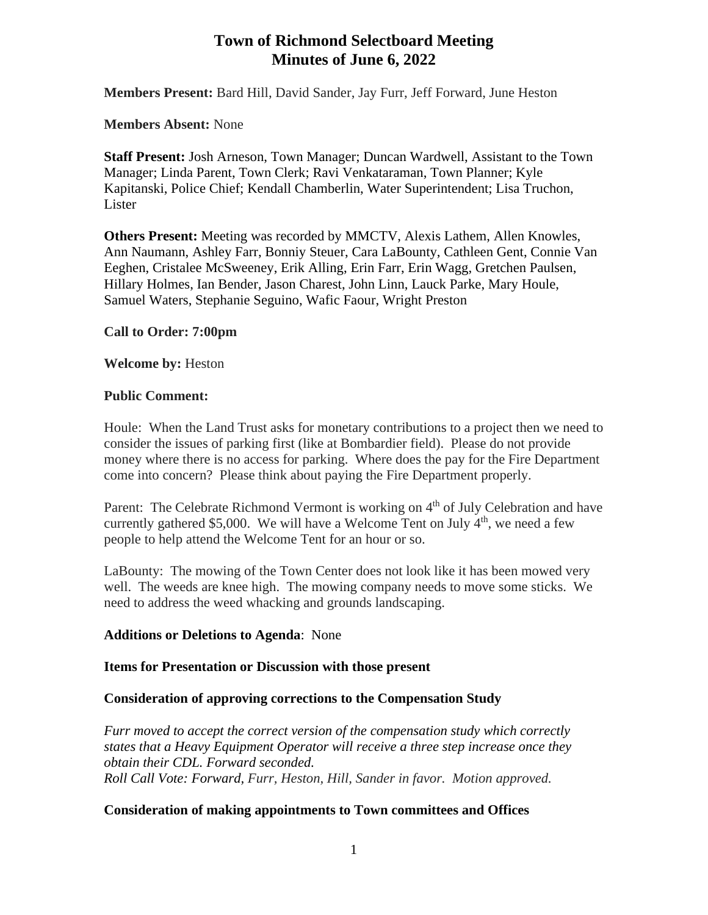# Town of Richmond Selectboard Meeting
# Minutes of June 6, 2022

**Members Present:** Bard Hill, David Sander, Jay Furr, Jeff Forward, June Heston

**Members Absent:** None

**Staff Present:** Josh Arneson, Town Manager; Duncan Wardwell, Assistant to the Town Manager; Linda Parent, Town Clerk; Ravi Venkataraman, Town Planner; Kyle Kapitanski, Police Chief; Kendall Chamberlin, Water Superintendent; Lisa Truchon, Lister

**Others Present:** Meeting was recorded by MMCTV, Alexis Lathem, Allen Knowles, Ann Naumann, Ashley Farr, Bonniy Steuer, Cara LaBounty, Cathleen Gent, Connie Van Eeghen, Cristalee McSweeney, Erik Alling, Erin Farr, Erin Wagg, Gretchen Paulsen, Hillary Holmes, Ian Bender, Jason Charest, John Linn, Lauck Parke, Mary Houle, Samuel Waters, Stephanie Seguino, Wafic Faour, Wright Preston

**Call to Order: 7:00pm**

**Welcome by:** Heston

**Public Comment:**

Houle: When the Land Trust asks for monetary contributions to a project then we need to consider the issues of parking first (like at Bombardier field). Please do not provide money where there is no access for parking. Where does the pay for the Fire Department come into concern? Please think about paying the Fire Department properly.

Parent: The Celebrate Richmond Vermont is working on 4th of July Celebration and have currently gathered $5,000. We will have a Welcome Tent on July 4th, we need a few people to help attend the Welcome Tent for an hour or so.

LaBounty: The mowing of the Town Center does not look like it has been mowed very well. The weeds are knee high. The mowing company needs to move some sticks. We need to address the weed whacking and grounds landscaping.

**Additions or Deletions to Agenda**: None

**Items for Presentation or Discussion with those present**

**Consideration of approving corrections to the Compensation Study**

*Furr moved to accept the correct version of the compensation study which correctly states that a Heavy Equipment Operator will receive a three step increase once they obtain their CDL. Forward seconded.*
*Roll Call Vote: Forward, Furr, Heston, Hill, Sander in favor. Motion approved.*

**Consideration of making appointments to Town committees and Offices**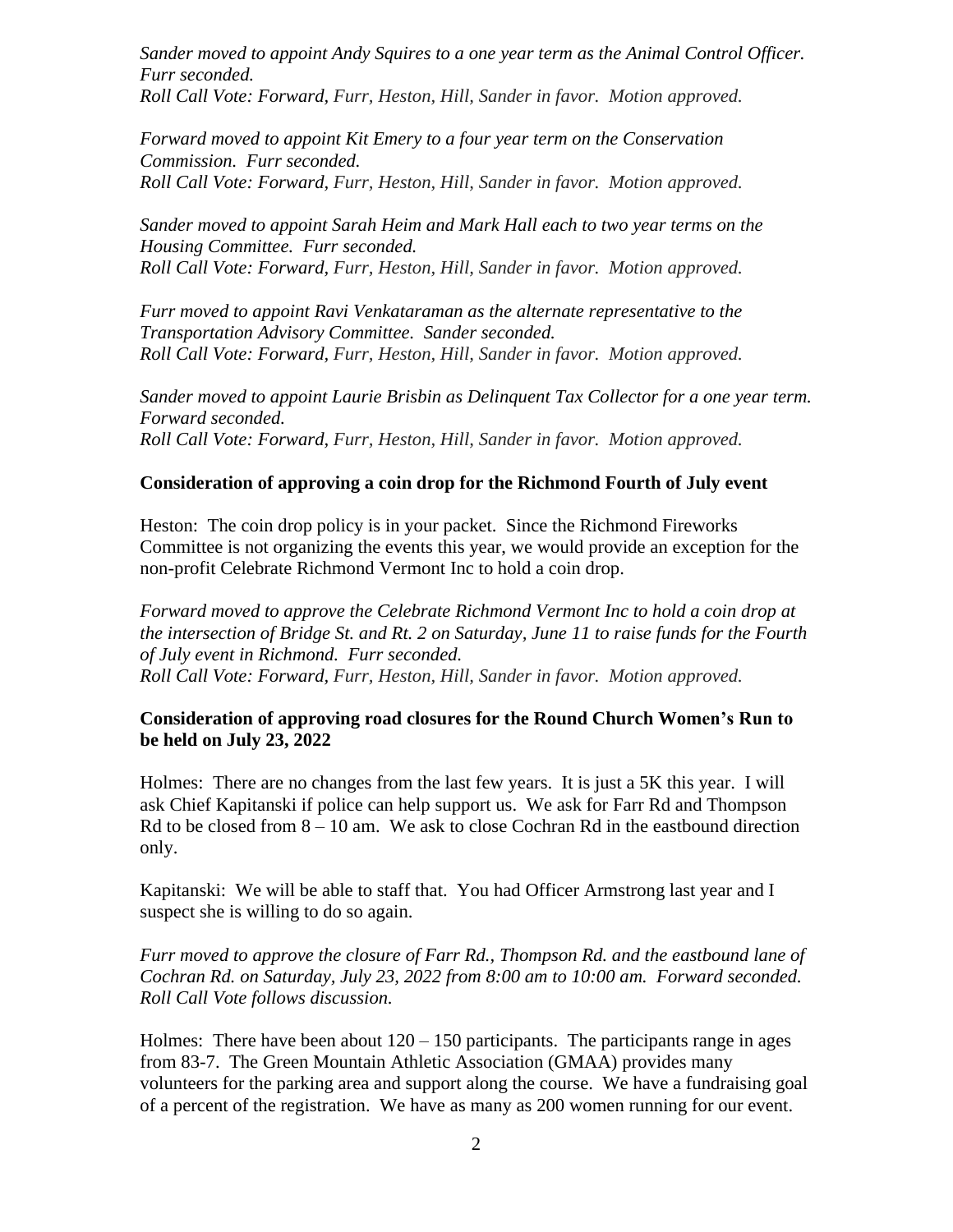*Sander moved to appoint Andy Squires to a one year term as the Animal Control Officer. Furr seconded.*
*Roll Call Vote: Forward, Furr, Heston, Hill, Sander in favor. Motion approved.*

*Forward moved to appoint Kit Emery to a four year term on the Conservation Commission. Furr seconded.*
*Roll Call Vote: Forward, Furr, Heston, Hill, Sander in favor. Motion approved.*

*Sander moved to appoint Sarah Heim and Mark Hall each to two year terms on the Housing Committee. Furr seconded.*
*Roll Call Vote: Forward, Furr, Heston, Hill, Sander in favor. Motion approved.*

*Furr moved to appoint Ravi Venkataraman as the alternate representative to the Transportation Advisory Committee. Sander seconded.*
*Roll Call Vote: Forward, Furr, Heston, Hill, Sander in favor. Motion approved.*

*Sander moved to appoint Laurie Brisbin as Delinquent Tax Collector for a one year term. Forward seconded.*
*Roll Call Vote: Forward, Furr, Heston, Hill, Sander in favor. Motion approved.*

**Consideration of approving a coin drop for the Richmond Fourth of July event**

Heston: The coin drop policy is in your packet. Since the Richmond Fireworks Committee is not organizing the events this year, we would provide an exception for the non-profit Celebrate Richmond Vermont Inc to hold a coin drop.

*Forward moved to approve the Celebrate Richmond Vermont Inc to hold a coin drop at the intersection of Bridge St. and Rt. 2 on Saturday, June 11 to raise funds for the Fourth of July event in Richmond. Furr seconded.*
*Roll Call Vote: Forward, Furr, Heston, Hill, Sander in favor. Motion approved.*

**Consideration of approving road closures for the Round Church Women's Run to be held on July 23, 2022**

Holmes: There are no changes from the last few years. It is just a 5K this year. I will ask Chief Kapitanski if police can help support us. We ask for Farr Rd and Thompson Rd to be closed from 8 – 10 am. We ask to close Cochran Rd in the eastbound direction only.

Kapitanski: We will be able to staff that. You had Officer Armstrong last year and I suspect she is willing to do so again.

*Furr moved to approve the closure of Farr Rd., Thompson Rd. and the eastbound lane of Cochran Rd. on Saturday, July 23, 2022 from 8:00 am to 10:00 am. Forward seconded.*
*Roll Call Vote follows discussion.*

Holmes: There have been about 120 – 150 participants. The participants range in ages from 83-7. The Green Mountain Athletic Association (GMAA) provides many volunteers for the parking area and support along the course. We have a fundraising goal of a percent of the registration. We have as many as 200 women running for our event.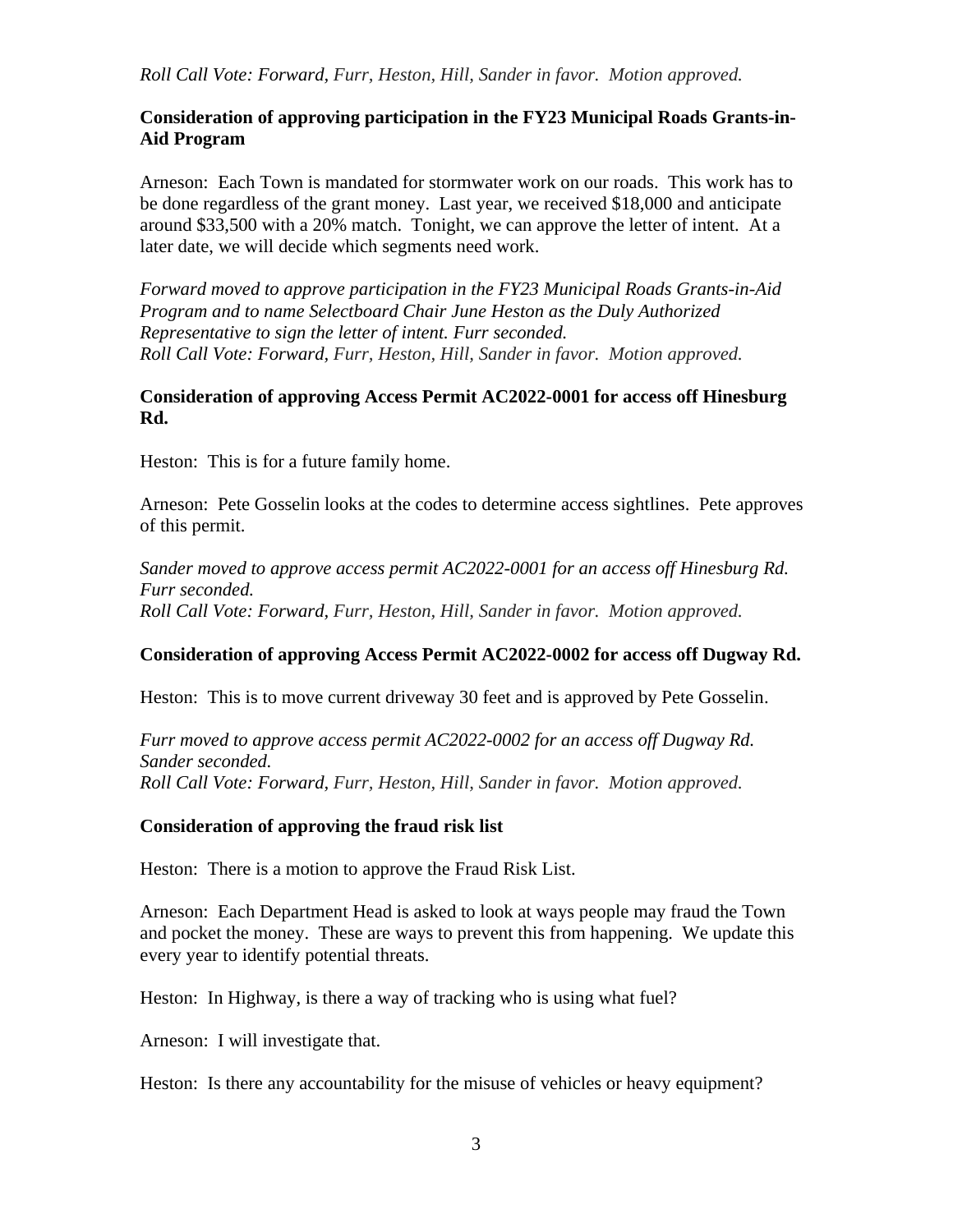*Roll Call Vote: Forward, Furr, Heston, Hill, Sander in favor. Motion approved.*

**Consideration of approving participation in the FY23 Municipal Roads Grants-in-Aid Program**

Arneson: Each Town is mandated for stormwater work on our roads. This work has to be done regardless of the grant money. Last year, we received $18,000 and anticipate around $33,500 with a 20% match. Tonight, we can approve the letter of intent. At a later date, we will decide which segments need work.

*Forward moved to approve participation in the FY23 Municipal Roads Grants-in-Aid Program and to name Selectboard Chair June Heston as the Duly Authorized Representative to sign the letter of intent. Furr seconded.*
*Roll Call Vote: Forward, Furr, Heston, Hill, Sander in favor. Motion approved.*

**Consideration of approving Access Permit AC2022-0001 for access off Hinesburg Rd.**

Heston: This is for a future family home.

Arneson: Pete Gosselin looks at the codes to determine access sightlines. Pete approves of this permit.

*Sander moved to approve access permit AC2022-0001 for an access off Hinesburg Rd. Furr seconded.*
*Roll Call Vote: Forward, Furr, Heston, Hill, Sander in favor. Motion approved.*

**Consideration of approving Access Permit AC2022-0002 for access off Dugway Rd.**

Heston: This is to move current driveway 30 feet and is approved by Pete Gosselin.

*Furr moved to approve access permit AC2022-0002 for an access off Dugway Rd. Sander seconded.*
*Roll Call Vote: Forward, Furr, Heston, Hill, Sander in favor. Motion approved.*

**Consideration of approving the fraud risk list**

Heston: There is a motion to approve the Fraud Risk List.

Arneson: Each Department Head is asked to look at ways people may fraud the Town and pocket the money. These are ways to prevent this from happening. We update this every year to identify potential threats.

Heston: In Highway, is there a way of tracking who is using what fuel?

Arneson: I will investigate that.

Heston: Is there any accountability for the misuse of vehicles or heavy equipment?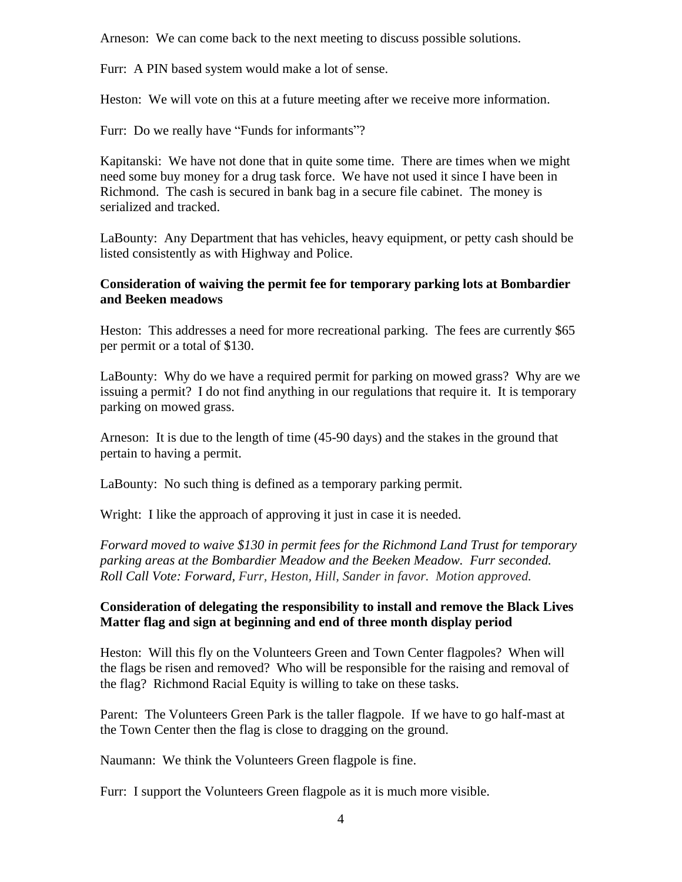Arneson: We can come back to the next meeting to discuss possible solutions.

Furr: A PIN based system would make a lot of sense.

Heston: We will vote on this at a future meeting after we receive more information.

Furr: Do we really have "Funds for informants"?

Kapitanski: We have not done that in quite some time. There are times when we might need some buy money for a drug task force. We have not used it since I have been in Richmond. The cash is secured in bank bag in a secure file cabinet. The money is serialized and tracked.

LaBounty: Any Department that has vehicles, heavy equipment, or petty cash should be listed consistently as with Highway and Police.

**Consideration of waiving the permit fee for temporary parking lots at Bombardier and Beeken meadows**

Heston: This addresses a need for more recreational parking. The fees are currently $65 per permit or a total of $130.

LaBounty: Why do we have a required permit for parking on mowed grass? Why are we issuing a permit? I do not find anything in our regulations that require it. It is temporary parking on mowed grass.

Arneson: It is due to the length of time (45-90 days) and the stakes in the ground that pertain to having a permit.

LaBounty: No such thing is defined as a temporary parking permit.

Wright: I like the approach of approving it just in case it is needed.

*Forward moved to waive $130 in permit fees for the Richmond Land Trust for temporary parking areas at the Bombardier Meadow and the Beeken Meadow. Furr seconded. Roll Call Vote: Forward, Furr, Heston, Hill, Sander in favor. Motion approved.*

**Consideration of delegating the responsibility to install and remove the Black Lives Matter flag and sign at beginning and end of three month display period**

Heston: Will this fly on the Volunteers Green and Town Center flagpoles? When will the flags be risen and removed? Who will be responsible for the raising and removal of the flag? Richmond Racial Equity is willing to take on these tasks.

Parent: The Volunteers Green Park is the taller flagpole. If we have to go half-mast at the Town Center then the flag is close to dragging on the ground.

Naumann: We think the Volunteers Green flagpole is fine.

Furr: I support the Volunteers Green flagpole as it is much more visible.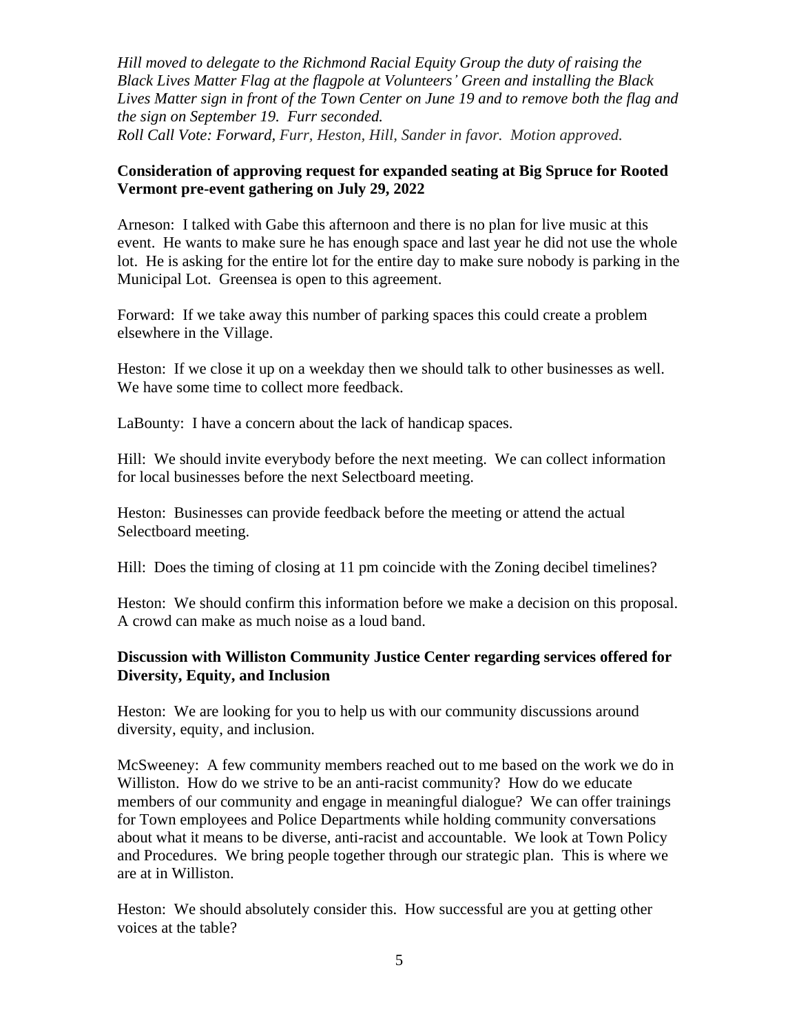*Hill moved to delegate to the Richmond Racial Equity Group the duty of raising the Black Lives Matter Flag at the flagpole at Volunteers' Green and installing the Black Lives Matter sign in front of the Town Center on June 19 and to remove both the flag and the sign on September 19. Furr seconded.*
*Roll Call Vote: Forward, Furr, Heston, Hill, Sander in favor. Motion approved.*

**Consideration of approving request for expanded seating at Big Spruce for Rooted Vermont pre-event gathering on July 29, 2022**

Arneson: I talked with Gabe this afternoon and there is no plan for live music at this event. He wants to make sure he has enough space and last year he did not use the whole lot. He is asking for the entire lot for the entire day to make sure nobody is parking in the Municipal Lot. Greensea is open to this agreement.

Forward: If we take away this number of parking spaces this could create a problem elsewhere in the Village.

Heston: If we close it up on a weekday then we should talk to other businesses as well. We have some time to collect more feedback.

LaBounty: I have a concern about the lack of handicap spaces.

Hill: We should invite everybody before the next meeting. We can collect information for local businesses before the next Selectboard meeting.

Heston: Businesses can provide feedback before the meeting or attend the actual Selectboard meeting.

Hill: Does the timing of closing at 11 pm coincide with the Zoning decibel timelines?

Heston: We should confirm this information before we make a decision on this proposal. A crowd can make as much noise as a loud band.

**Discussion with Williston Community Justice Center regarding services offered for Diversity, Equity, and Inclusion**

Heston: We are looking for you to help us with our community discussions around diversity, equity, and inclusion.

McSweeney: A few community members reached out to me based on the work we do in Williston. How do we strive to be an anti-racist community? How do we educate members of our community and engage in meaningful dialogue? We can offer trainings for Town employees and Police Departments while holding community conversations about what it means to be diverse, anti-racist and accountable. We look at Town Policy and Procedures. We bring people together through our strategic plan. This is where we are at in Williston.

Heston: We should absolutely consider this. How successful are you at getting other voices at the table?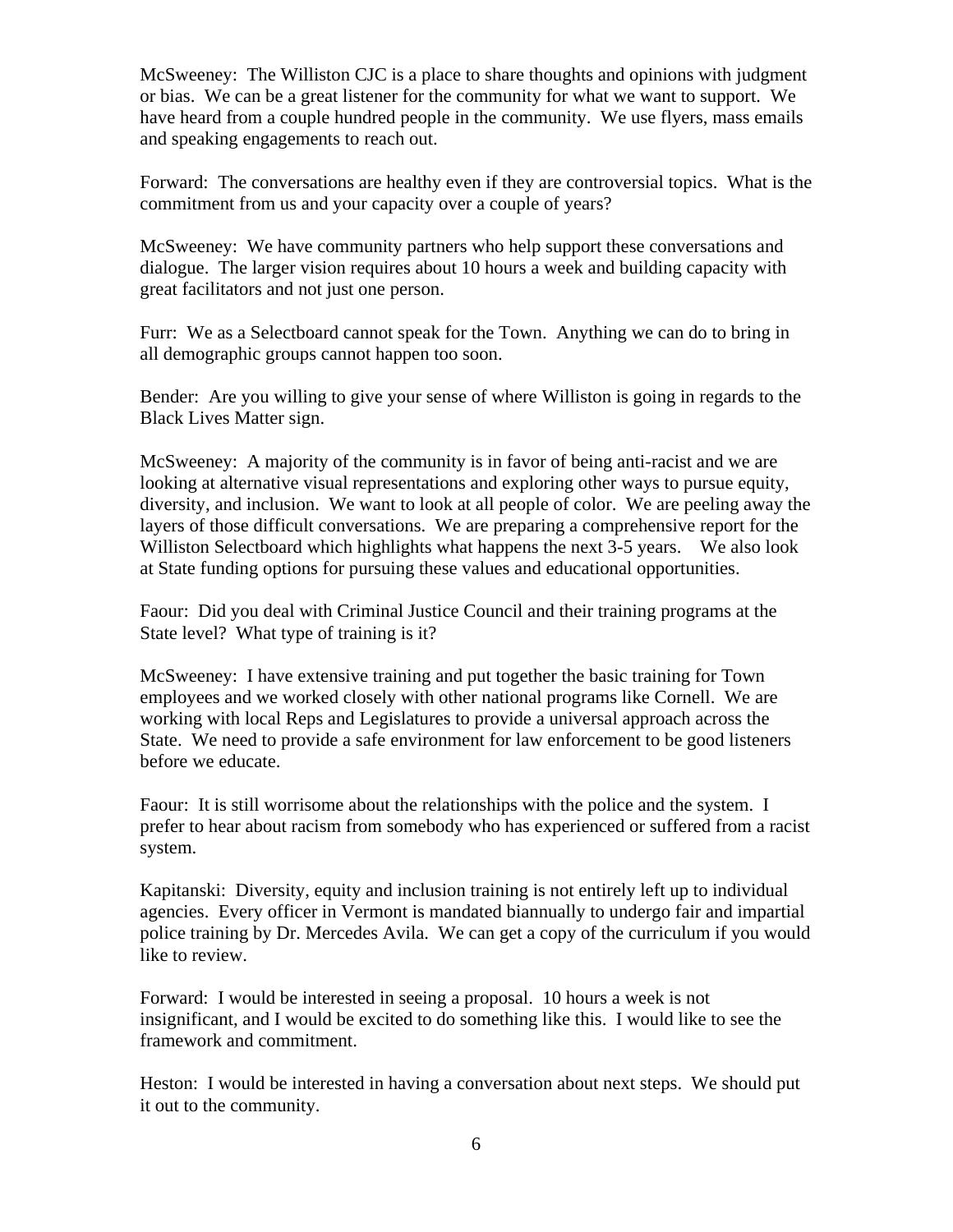McSweeney: The Williston CJC is a place to share thoughts and opinions with judgment or bias. We can be a great listener for the community for what we want to support. We have heard from a couple hundred people in the community. We use flyers, mass emails and speaking engagements to reach out.

Forward: The conversations are healthy even if they are controversial topics. What is the commitment from us and your capacity over a couple of years?

McSweeney: We have community partners who help support these conversations and dialogue. The larger vision requires about 10 hours a week and building capacity with great facilitators and not just one person.

Furr: We as a Selectboard cannot speak for the Town. Anything we can do to bring in all demographic groups cannot happen too soon.

Bender: Are you willing to give your sense of where Williston is going in regards to the Black Lives Matter sign.

McSweeney: A majority of the community is in favor of being anti-racist and we are looking at alternative visual representations and exploring other ways to pursue equity, diversity, and inclusion. We want to look at all people of color. We are peeling away the layers of those difficult conversations. We are preparing a comprehensive report for the Williston Selectboard which highlights what happens the next 3-5 years. We also look at State funding options for pursuing these values and educational opportunities.

Faour: Did you deal with Criminal Justice Council and their training programs at the State level? What type of training is it?

McSweeney: I have extensive training and put together the basic training for Town employees and we worked closely with other national programs like Cornell. We are working with local Reps and Legislatures to provide a universal approach across the State. We need to provide a safe environment for law enforcement to be good listeners before we educate.

Faour: It is still worrisome about the relationships with the police and the system. I prefer to hear about racism from somebody who has experienced or suffered from a racist system.

Kapitanski: Diversity, equity and inclusion training is not entirely left up to individual agencies. Every officer in Vermont is mandated biannually to undergo fair and impartial police training by Dr. Mercedes Avila. We can get a copy of the curriculum if you would like to review.

Forward: I would be interested in seeing a proposal. 10 hours a week is not insignificant, and I would be excited to do something like this. I would like to see the framework and commitment.

Heston: I would be interested in having a conversation about next steps. We should put it out to the community.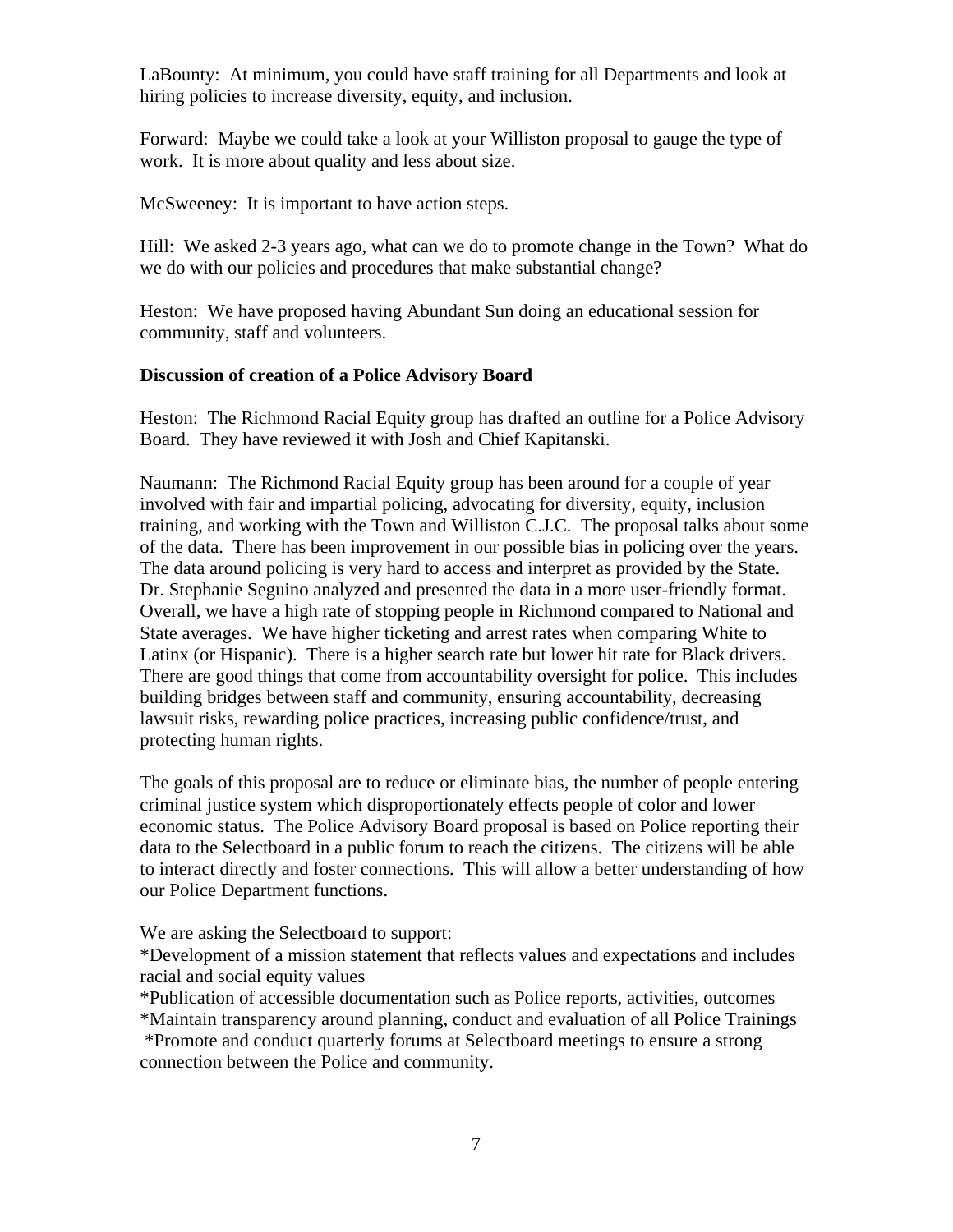LaBounty: At minimum, you could have staff training for all Departments and look at hiring policies to increase diversity, equity, and inclusion.

Forward: Maybe we could take a look at your Williston proposal to gauge the type of work. It is more about quality and less about size.

McSweeney: It is important to have action steps.

Hill: We asked 2-3 years ago, what can we do to promote change in the Town? What do we do with our policies and procedures that make substantial change?

Heston: We have proposed having Abundant Sun doing an educational session for community, staff and volunteers.

**Discussion of creation of a Police Advisory Board**

Heston: The Richmond Racial Equity group has drafted an outline for a Police Advisory Board. They have reviewed it with Josh and Chief Kapitanski.

Naumann: The Richmond Racial Equity group has been around for a couple of year involved with fair and impartial policing, advocating for diversity, equity, inclusion training, and working with the Town and Williston C.J.C. The proposal talks about some of the data. There has been improvement in our possible bias in policing over the years. The data around policing is very hard to access and interpret as provided by the State. Dr. Stephanie Seguino analyzed and presented the data in a more user-friendly format. Overall, we have a high rate of stopping people in Richmond compared to National and State averages. We have higher ticketing and arrest rates when comparing White to Latinx (or Hispanic). There is a higher search rate but lower hit rate for Black drivers. There are good things that come from accountability oversight for police. This includes building bridges between staff and community, ensuring accountability, decreasing lawsuit risks, rewarding police practices, increasing public confidence/trust, and protecting human rights.

The goals of this proposal are to reduce or eliminate bias, the number of people entering criminal justice system which disproportionately effects people of color and lower economic status. The Police Advisory Board proposal is based on Police reporting their data to the Selectboard in a public forum to reach the citizens. The citizens will be able to interact directly and foster connections. This will allow a better understanding of how our Police Department functions.

We are asking the Selectboard to support:
*Development of a mission statement that reflects values and expectations and includes racial and social equity values
*Publication of accessible documentation such as Police reports, activities, outcomes
*Maintain transparency around planning, conduct and evaluation of all Police Trainings
*Promote and conduct quarterly forums at Selectboard meetings to ensure a strong connection between the Police and community.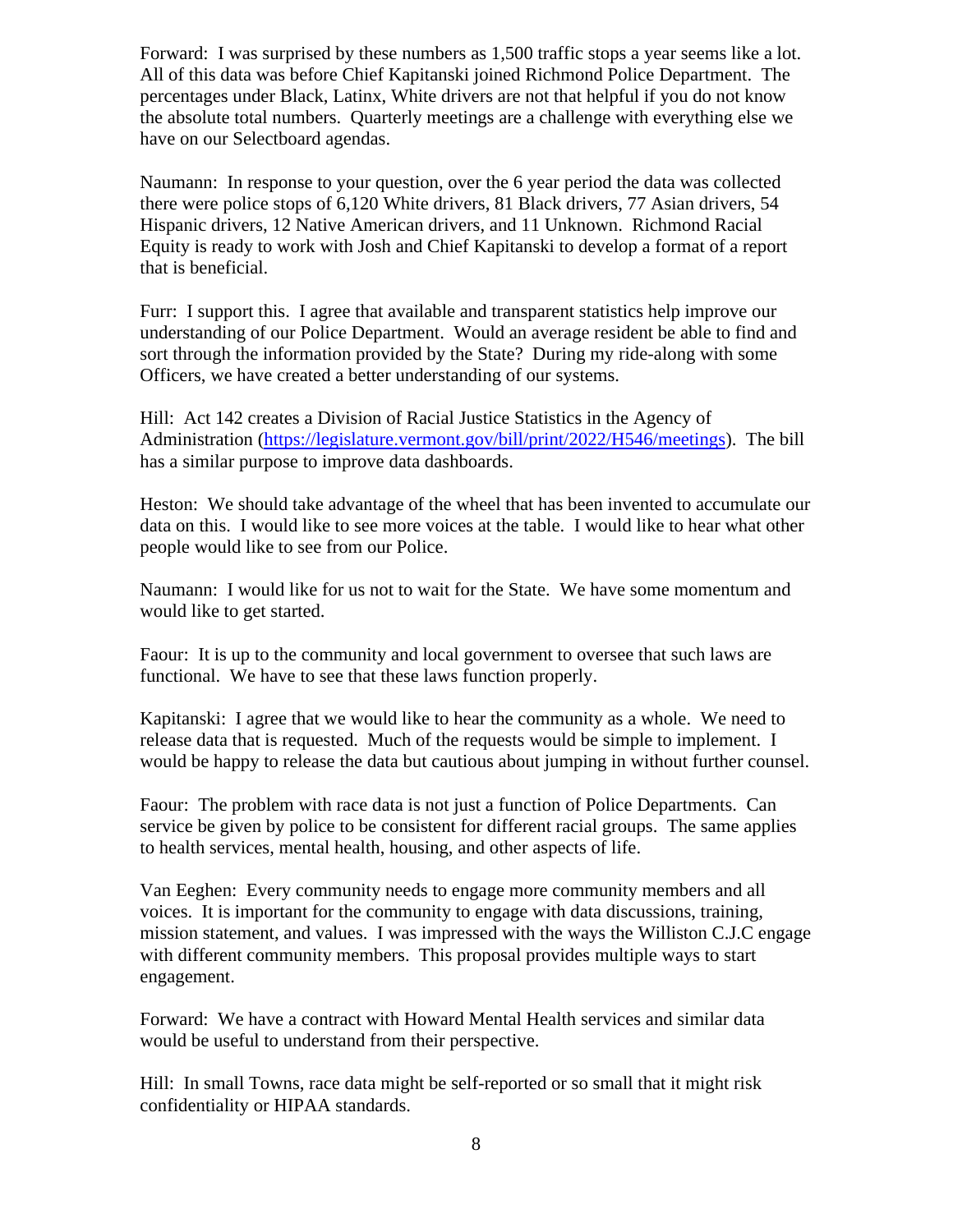Forward: I was surprised by these numbers as 1,500 traffic stops a year seems like a lot. All of this data was before Chief Kapitanski joined Richmond Police Department. The percentages under Black, Latinx, White drivers are not that helpful if you do not know the absolute total numbers. Quarterly meetings are a challenge with everything else we have on our Selectboard agendas.

Naumann: In response to your question, over the 6 year period the data was collected there were police stops of 6,120 White drivers, 81 Black drivers, 77 Asian drivers, 54 Hispanic drivers, 12 Native American drivers, and 11 Unknown. Richmond Racial Equity is ready to work with Josh and Chief Kapitanski to develop a format of a report that is beneficial.

Furr: I support this. I agree that available and transparent statistics help improve our understanding of our Police Department. Would an average resident be able to find and sort through the information provided by the State? During my ride-along with some Officers, we have created a better understanding of our systems.

Hill: Act 142 creates a Division of Racial Justice Statistics in the Agency of Administration (https://legislature.vermont.gov/bill/print/2022/H546/meetings). The bill has a similar purpose to improve data dashboards.

Heston: We should take advantage of the wheel that has been invented to accumulate our data on this. I would like to see more voices at the table. I would like to hear what other people would like to see from our Police.

Naumann: I would like for us not to wait for the State. We have some momentum and would like to get started.

Faour: It is up to the community and local government to oversee that such laws are functional. We have to see that these laws function properly.

Kapitanski: I agree that we would like to hear the community as a whole. We need to release data that is requested. Much of the requests would be simple to implement. I would be happy to release the data but cautious about jumping in without further counsel.

Faour: The problem with race data is not just a function of Police Departments. Can service be given by police to be consistent for different racial groups. The same applies to health services, mental health, housing, and other aspects of life.

Van Eeghen: Every community needs to engage more community members and all voices. It is important for the community to engage with data discussions, training, mission statement, and values. I was impressed with the ways the Williston C.J.C engage with different community members. This proposal provides multiple ways to start engagement.

Forward: We have a contract with Howard Mental Health services and similar data would be useful to understand from their perspective.

Hill: In small Towns, race data might be self-reported or so small that it might risk confidentiality or HIPAA standards.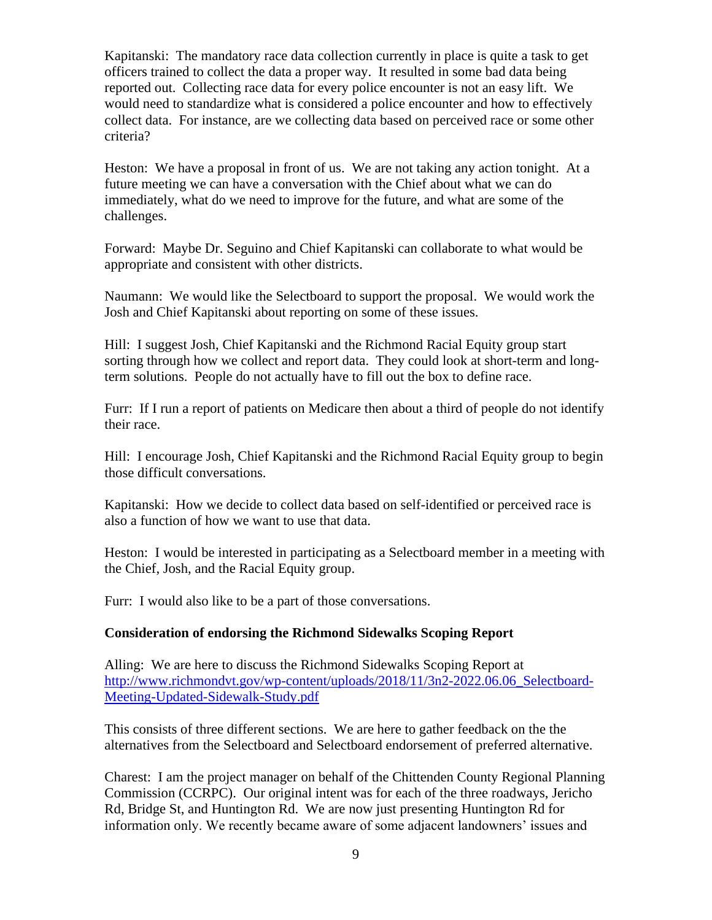Kapitanski: The mandatory race data collection currently in place is quite a task to get officers trained to collect the data a proper way. It resulted in some bad data being reported out. Collecting race data for every police encounter is not an easy lift. We would need to standardize what is considered a police encounter and how to effectively collect data. For instance, are we collecting data based on perceived race or some other criteria?

Heston: We have a proposal in front of us. We are not taking any action tonight. At a future meeting we can have a conversation with the Chief about what we can do immediately, what do we need to improve for the future, and what are some of the challenges.

Forward: Maybe Dr. Seguino and Chief Kapitanski can collaborate to what would be appropriate and consistent with other districts.

Naumann: We would like the Selectboard to support the proposal. We would work the Josh and Chief Kapitanski about reporting on some of these issues.

Hill: I suggest Josh, Chief Kapitanski and the Richmond Racial Equity group start sorting through how we collect and report data. They could look at short-term and long-term solutions. People do not actually have to fill out the box to define race.

Furr: If I run a report of patients on Medicare then about a third of people do not identify their race.

Hill: I encourage Josh, Chief Kapitanski and the Richmond Racial Equity group to begin those difficult conversations.

Kapitanski: How we decide to collect data based on self-identified or perceived race is also a function of how we want to use that data.

Heston: I would be interested in participating as a Selectboard member in a meeting with the Chief, Josh, and the Racial Equity group.

Furr: I would also like to be a part of those conversations.

**Consideration of endorsing the Richmond Sidewalks Scoping Report**

Alling: We are here to discuss the Richmond Sidewalks Scoping Report at [http://www.richmondvt.gov/wp-content/uploads/2018/11/3n2-2022.06.06_Selectboard-Meeting-Updated-Sidewalk-Study.pdf](http://www.richmondvt.gov/wp-content/uploads/2018/11/3n2-2022.06.06_Selectboard-Meeting-Updated-Sidewalk-Study.pdf)

This consists of three different sections. We are here to gather feedback on the the alternatives from the Selectboard and Selectboard endorsement of preferred alternative.

Charest: I am the project manager on behalf of the Chittenden County Regional Planning Commission (CCRPC). Our original intent was for each of the three roadways, Jericho Rd, Bridge St, and Huntington Rd. We are now just presenting Huntington Rd for information only. We recently became aware of some adjacent landowners' issues and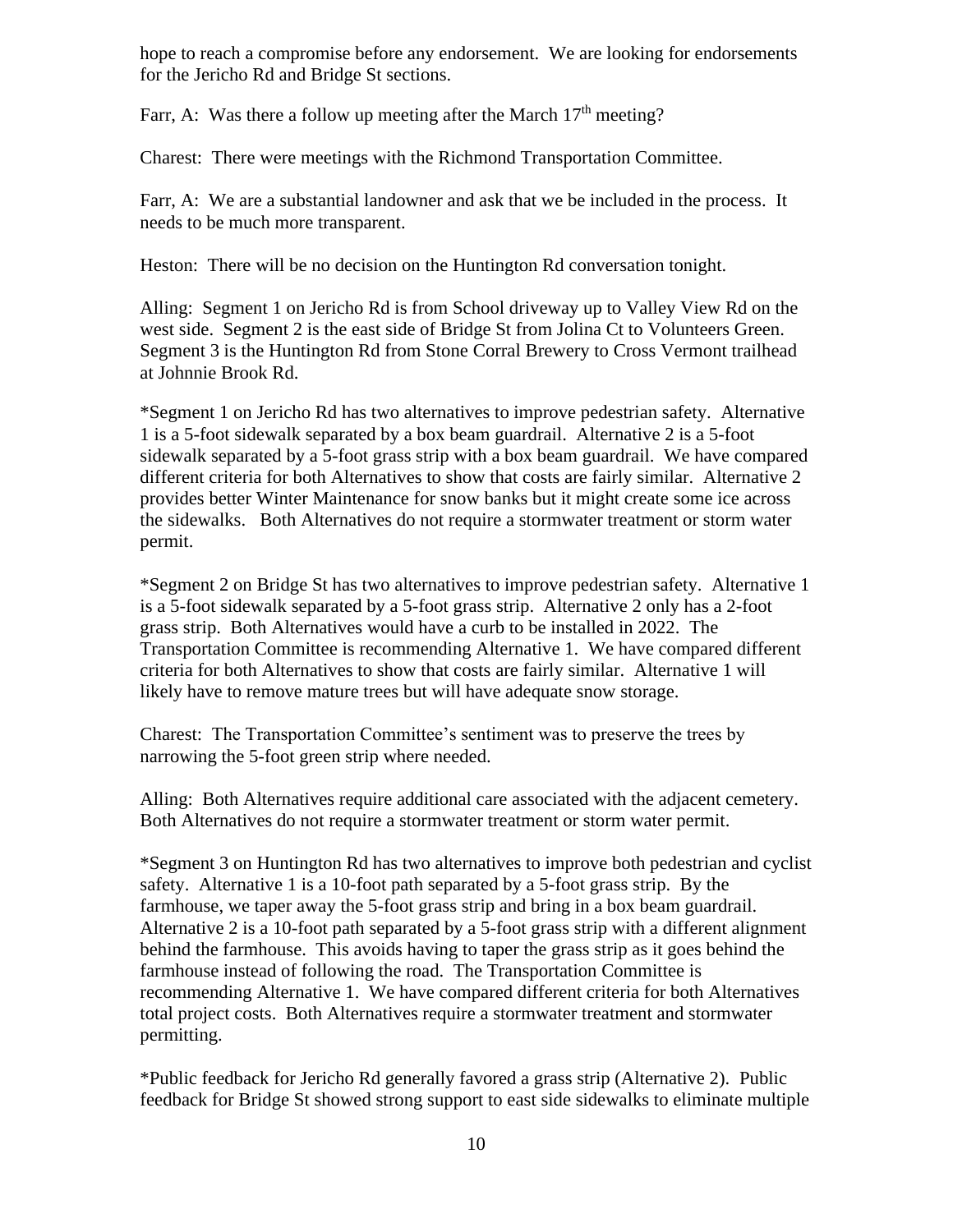hope to reach a compromise before any endorsement. We are looking for endorsements for the Jericho Rd and Bridge St sections.

Farr, A: Was there a follow up meeting after the March 17th meeting?

Charest: There were meetings with the Richmond Transportation Committee.

Farr, A: We are a substantial landowner and ask that we be included in the process. It needs to be much more transparent.

Heston: There will be no decision on the Huntington Rd conversation tonight.

Alling: Segment 1 on Jericho Rd is from School driveway up to Valley View Rd on the west side. Segment 2 is the east side of Bridge St from Jolina Ct to Volunteers Green. Segment 3 is the Huntington Rd from Stone Corral Brewery to Cross Vermont trailhead at Johnnie Brook Rd.

*Segment 1 on Jericho Rd has two alternatives to improve pedestrian safety. Alternative 1 is a 5-foot sidewalk separated by a box beam guardrail. Alternative 2 is a 5-foot sidewalk separated by a 5-foot grass strip with a box beam guardrail. We have compared different criteria for both Alternatives to show that costs are fairly similar. Alternative 2 provides better Winter Maintenance for snow banks but it might create some ice across the sidewalks. Both Alternatives do not require a stormwater treatment or storm water permit.

*Segment 2 on Bridge St has two alternatives to improve pedestrian safety. Alternative 1 is a 5-foot sidewalk separated by a 5-foot grass strip. Alternative 2 only has a 2-foot grass strip. Both Alternatives would have a curb to be installed in 2022. The Transportation Committee is recommending Alternative 1. We have compared different criteria for both Alternatives to show that costs are fairly similar. Alternative 1 will likely have to remove mature trees but will have adequate snow storage.

Charest: The Transportation Committee's sentiment was to preserve the trees by narrowing the 5-foot green strip where needed.

Alling: Both Alternatives require additional care associated with the adjacent cemetery. Both Alternatives do not require a stormwater treatment or storm water permit.

*Segment 3 on Huntington Rd has two alternatives to improve both pedestrian and cyclist safety. Alternative 1 is a 10-foot path separated by a 5-foot grass strip. By the farmhouse, we taper away the 5-foot grass strip and bring in a box beam guardrail. Alternative 2 is a 10-foot path separated by a 5-foot grass strip with a different alignment behind the farmhouse. This avoids having to taper the grass strip as it goes behind the farmhouse instead of following the road. The Transportation Committee is recommending Alternative 1. We have compared different criteria for both Alternatives total project costs. Both Alternatives require a stormwater treatment and stormwater permitting.

*Public feedback for Jericho Rd generally favored a grass strip (Alternative 2). Public feedback for Bridge St showed strong support to east side sidewalks to eliminate multiple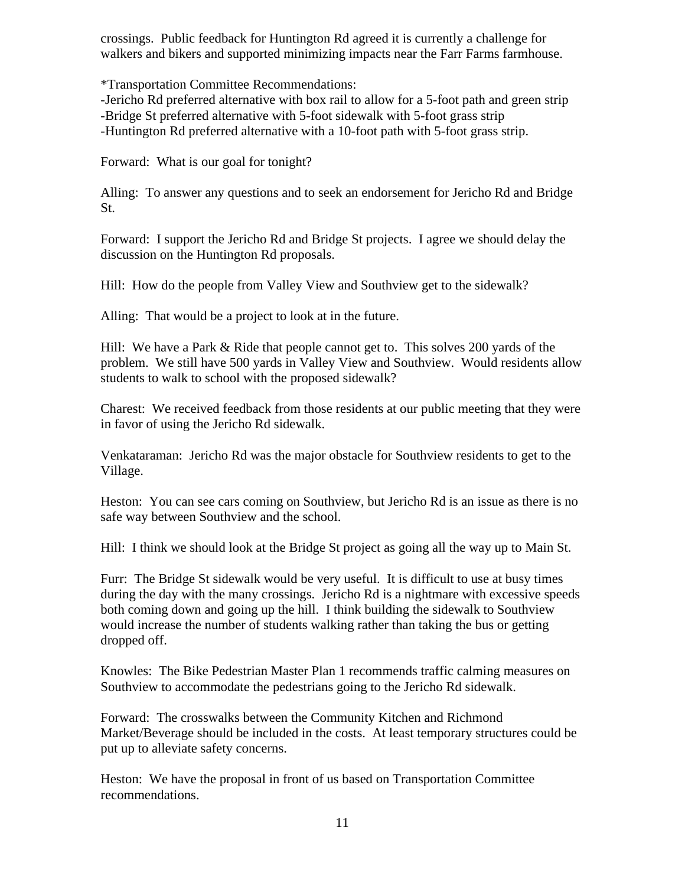crossings. Public feedback for Huntington Rd agreed it is currently a challenge for walkers and bikers and supported minimizing impacts near the Farr Farms farmhouse.

*Transportation Committee Recommendations:
-Jericho Rd preferred alternative with box rail to allow for a 5-foot path and green strip
-Bridge St preferred alternative with 5-foot sidewalk with 5-foot grass strip
-Huntington Rd preferred alternative with a 10-foot path with 5-foot grass strip.

Forward: What is our goal for tonight?

Alling: To answer any questions and to seek an endorsement for Jericho Rd and Bridge St.

Forward: I support the Jericho Rd and Bridge St projects. I agree we should delay the discussion on the Huntington Rd proposals.

Hill: How do the people from Valley View and Southview get to the sidewalk?

Alling: That would be a project to look at in the future.

Hill: We have a Park & Ride that people cannot get to. This solves 200 yards of the problem. We still have 500 yards in Valley View and Southview. Would residents allow students to walk to school with the proposed sidewalk?

Charest: We received feedback from those residents at our public meeting that they were in favor of using the Jericho Rd sidewalk.

Venkataraman: Jericho Rd was the major obstacle for Southview residents to get to the Village.

Heston: You can see cars coming on Southview, but Jericho Rd is an issue as there is no safe way between Southview and the school.

Hill: I think we should look at the Bridge St project as going all the way up to Main St.

Furr: The Bridge St sidewalk would be very useful. It is difficult to use at busy times during the day with the many crossings. Jericho Rd is a nightmare with excessive speeds both coming down and going up the hill. I think building the sidewalk to Southview would increase the number of students walking rather than taking the bus or getting dropped off.

Knowles: The Bike Pedestrian Master Plan 1 recommends traffic calming measures on Southview to accommodate the pedestrians going to the Jericho Rd sidewalk.

Forward: The crosswalks between the Community Kitchen and Richmond Market/Beverage should be included in the costs. At least temporary structures could be put up to alleviate safety concerns.

Heston: We have the proposal in front of us based on Transportation Committee recommendations.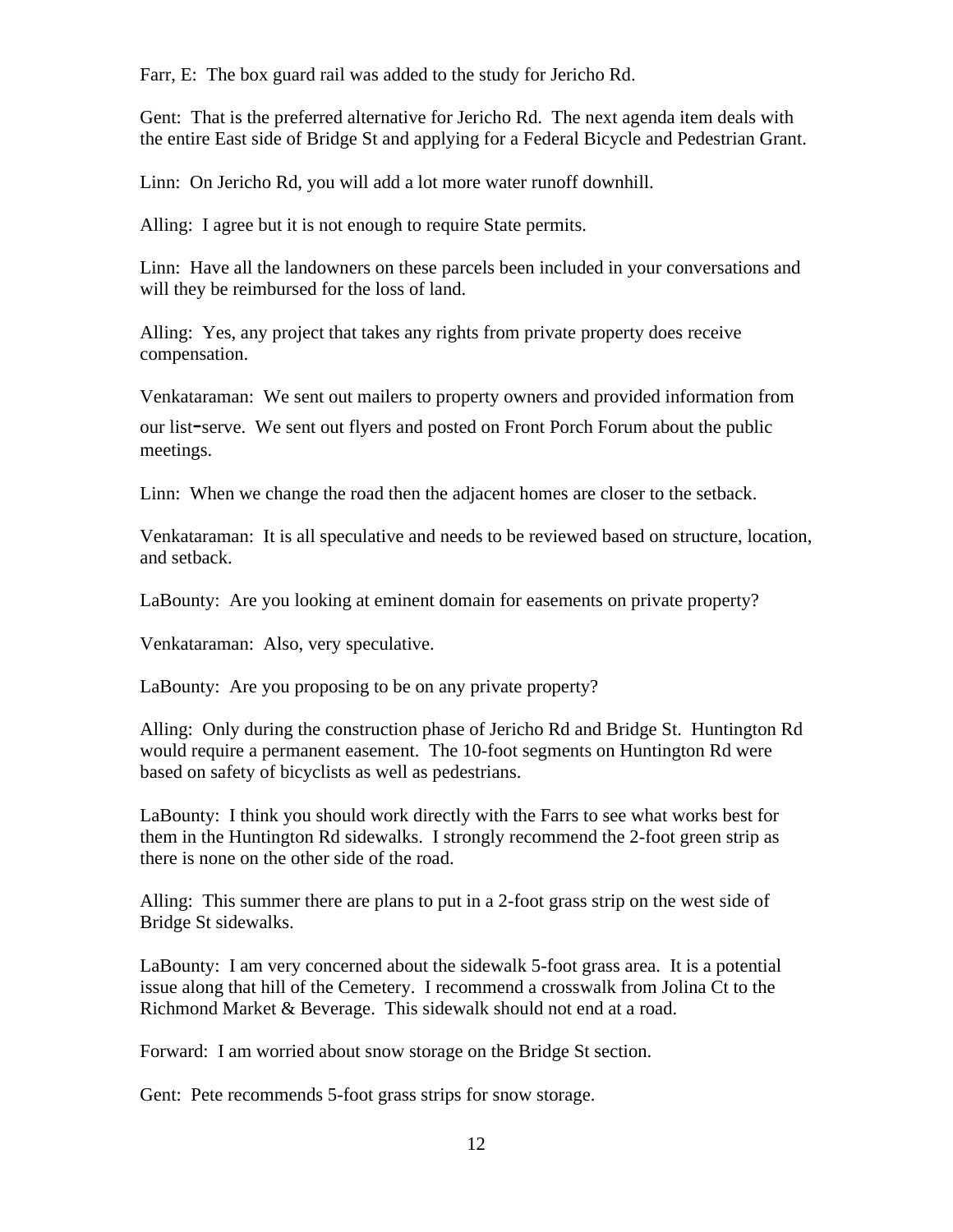Farr, E: The box guard rail was added to the study for Jericho Rd.

Gent: That is the preferred alternative for Jericho Rd. The next agenda item deals with the entire East side of Bridge St and applying for a Federal Bicycle and Pedestrian Grant.

Linn: On Jericho Rd, you will add a lot more water runoff downhill.

Alling: I agree but it is not enough to require State permits.

Linn: Have all the landowners on these parcels been included in your conversations and will they be reimbursed for the loss of land.

Alling: Yes, any project that takes any rights from private property does receive compensation.

Venkataraman: We sent out mailers to property owners and provided information from our list-serve. We sent out flyers and posted on Front Porch Forum about the public meetings.

Linn: When we change the road then the adjacent homes are closer to the setback.

Venkataraman: It is all speculative and needs to be reviewed based on structure, location, and setback.

LaBounty: Are you looking at eminent domain for easements on private property?

Venkataraman: Also, very speculative.

LaBounty: Are you proposing to be on any private property?

Alling: Only during the construction phase of Jericho Rd and Bridge St. Huntington Rd would require a permanent easement. The 10-foot segments on Huntington Rd were based on safety of bicyclists as well as pedestrians.

LaBounty: I think you should work directly with the Farrs to see what works best for them in the Huntington Rd sidewalks. I strongly recommend the 2-foot green strip as there is none on the other side of the road.

Alling: This summer there are plans to put in a 2-foot grass strip on the west side of Bridge St sidewalks.

LaBounty: I am very concerned about the sidewalk 5-foot grass area. It is a potential issue along that hill of the Cemetery. I recommend a crosswalk from Jolina Ct to the Richmond Market & Beverage. This sidewalk should not end at a road.

Forward: I am worried about snow storage on the Bridge St section.

Gent: Pete recommends 5-foot grass strips for snow storage.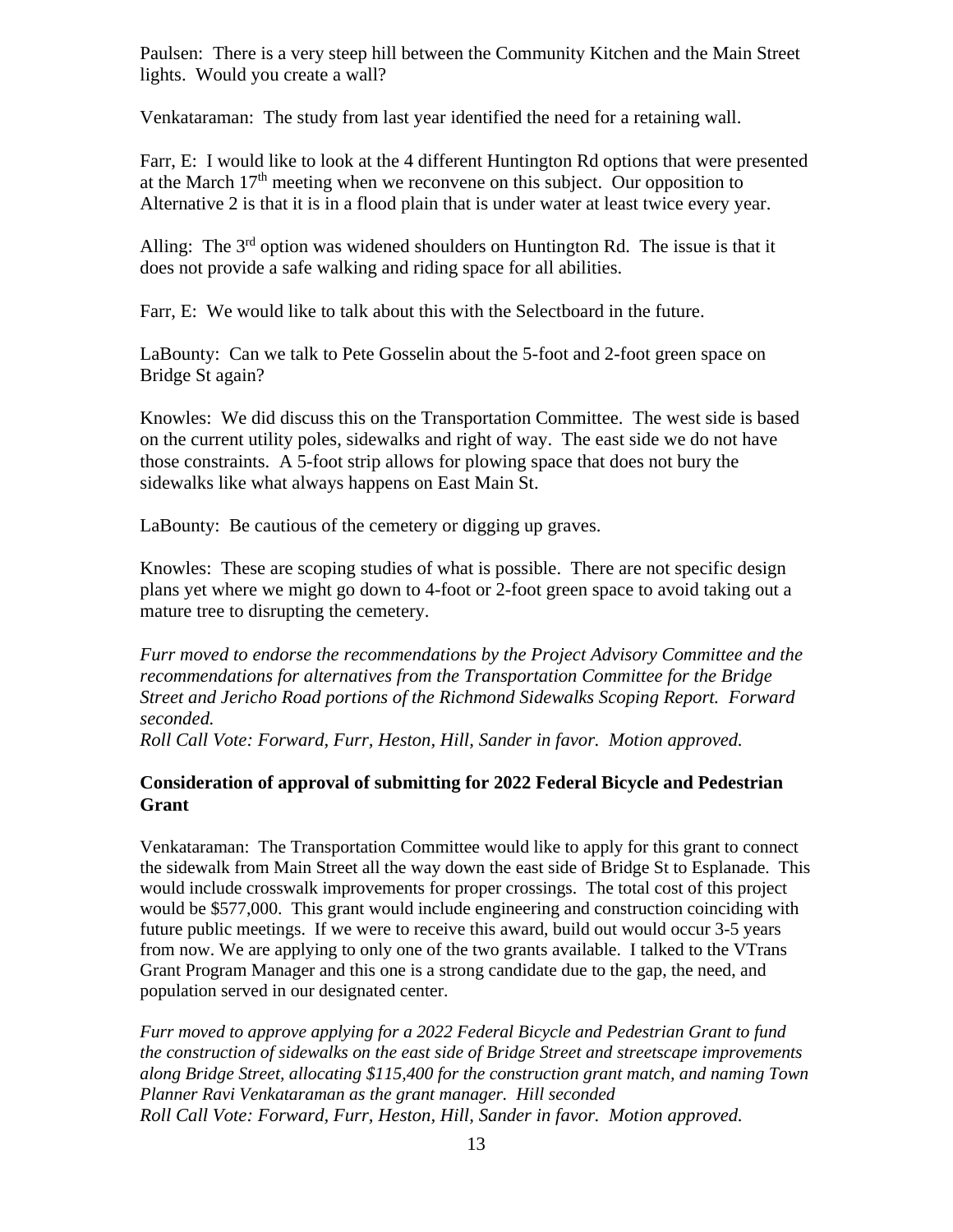Paulsen: There is a very steep hill between the Community Kitchen and the Main Street lights. Would you create a wall?

Venkataraman: The study from last year identified the need for a retaining wall.

Farr, E: I would like to look at the 4 different Huntington Rd options that were presented at the March 17th meeting when we reconvene on this subject. Our opposition to Alternative 2 is that it is in a flood plain that is under water at least twice every year.

Alling: The 3rd option was widened shoulders on Huntington Rd. The issue is that it does not provide a safe walking and riding space for all abilities.

Farr, E: We would like to talk about this with the Selectboard in the future.

LaBounty: Can we talk to Pete Gosselin about the 5-foot and 2-foot green space on Bridge St again?

Knowles: We did discuss this on the Transportation Committee. The west side is based on the current utility poles, sidewalks and right of way. The east side we do not have those constraints. A 5-foot strip allows for plowing space that does not bury the sidewalks like what always happens on East Main St.

LaBounty: Be cautious of the cemetery or digging up graves.

Knowles: These are scoping studies of what is possible. There are not specific design plans yet where we might go down to 4-foot or 2-foot green space to avoid taking out a mature tree to disrupting the cemetery.

*Furr moved to endorse the recommendations by the Project Advisory Committee and the recommendations for alternatives from the Transportation Committee for the Bridge Street and Jericho Road portions of the Richmond Sidewalks Scoping Report. Forward seconded.*
*Roll Call Vote: Forward, Furr, Heston, Hill, Sander in favor. Motion approved.*

**Consideration of approval of submitting for 2022 Federal Bicycle and Pedestrian Grant**

Venkataraman: The Transportation Committee would like to apply for this grant to connect the sidewalk from Main Street all the way down the east side of Bridge St to Esplanade. This would include crosswalk improvements for proper crossings. The total cost of this project would be $577,000. This grant would include engineering and construction coinciding with future public meetings. If we were to receive this award, build out would occur 3-5 years from now. We are applying to only one of the two grants available. I talked to the VTrans Grant Program Manager and this one is a strong candidate due to the gap, the need, and population served in our designated center.

*Furr moved to approve applying for a 2022 Federal Bicycle and Pedestrian Grant to fund the construction of sidewalks on the east side of Bridge Street and streetscape improvements along Bridge Street, allocating $115,400 for the construction grant match, and naming Town Planner Ravi Venkataraman as the grant manager. Hill seconded*
*Roll Call Vote: Forward, Furr, Heston, Hill, Sander in favor. Motion approved.*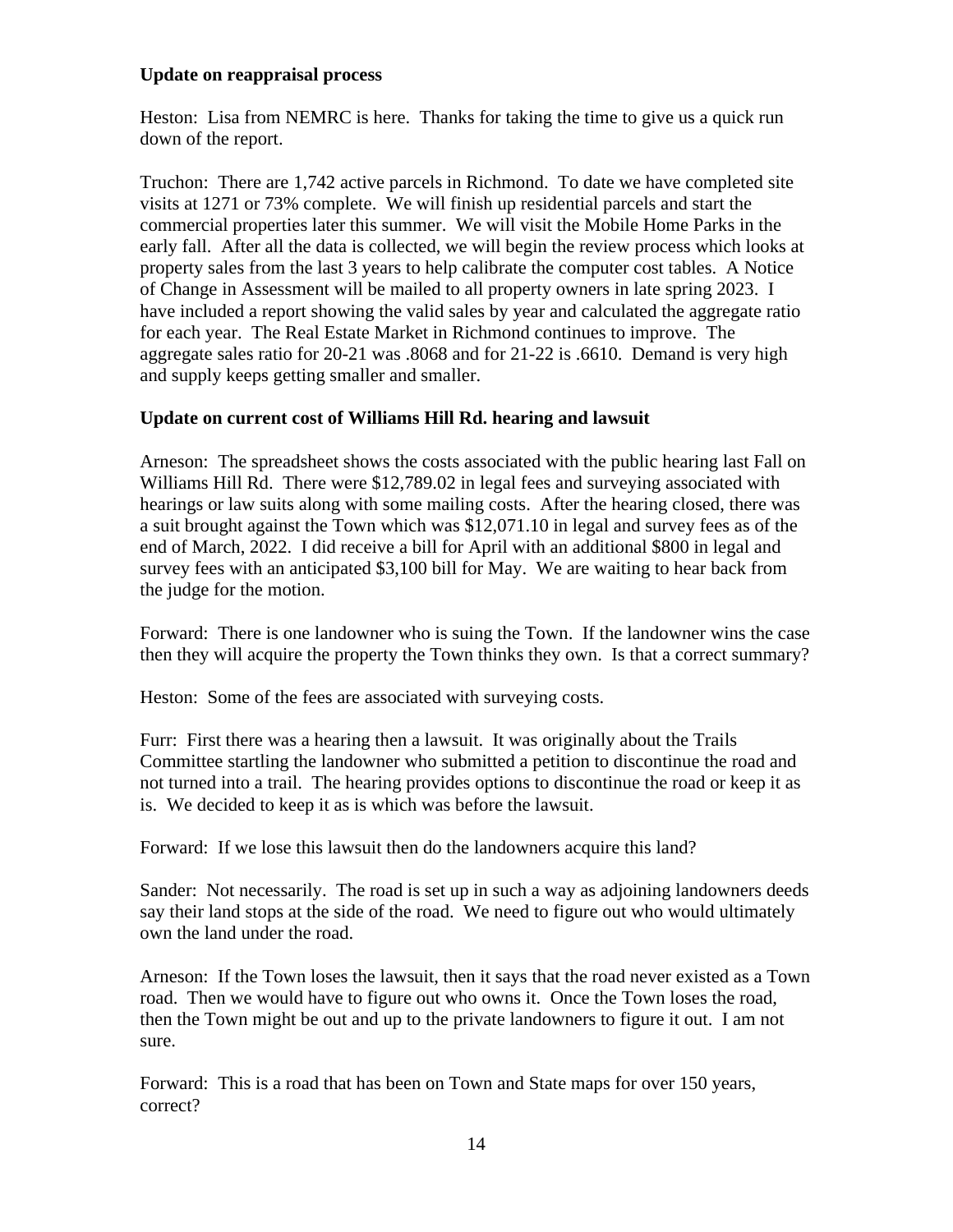**Update on reappraisal process**

Heston: Lisa from NEMRC is here. Thanks for taking the time to give us a quick run down of the report.

Truchon: There are 1,742 active parcels in Richmond. To date we have completed site visits at 1271 or 73% complete. We will finish up residential parcels and start the commercial properties later this summer. We will visit the Mobile Home Parks in the early fall. After all the data is collected, we will begin the review process which looks at property sales from the last 3 years to help calibrate the computer cost tables. A Notice of Change in Assessment will be mailed to all property owners in late spring 2023. I have included a report showing the valid sales by year and calculated the aggregate ratio for each year. The Real Estate Market in Richmond continues to improve. The aggregate sales ratio for 20-21 was .8068 and for 21-22 is .6610. Demand is very high and supply keeps getting smaller and smaller.

**Update on current cost of Williams Hill Rd. hearing and lawsuit**

Arneson: The spreadsheet shows the costs associated with the public hearing last Fall on Williams Hill Rd. There were $12,789.02 in legal fees and surveying associated with hearings or law suits along with some mailing costs. After the hearing closed, there was a suit brought against the Town which was $12,071.10 in legal and survey fees as of the end of March, 2022. I did receive a bill for April with an additional $800 in legal and survey fees with an anticipated $3,100 bill for May. We are waiting to hear back from the judge for the motion.

Forward: There is one landowner who is suing the Town. If the landowner wins the case then they will acquire the property the Town thinks they own. Is that a correct summary?

Heston: Some of the fees are associated with surveying costs.

Furr: First there was a hearing then a lawsuit. It was originally about the Trails Committee startling the landowner who submitted a petition to discontinue the road and not turned into a trail. The hearing provides options to discontinue the road or keep it as is. We decided to keep it as is which was before the lawsuit.

Forward: If we lose this lawsuit then do the landowners acquire this land?

Sander: Not necessarily. The road is set up in such a way as adjoining landowners deeds say their land stops at the side of the road. We need to figure out who would ultimately own the land under the road.

Arneson: If the Town loses the lawsuit, then it says that the road never existed as a Town road. Then we would have to figure out who owns it. Once the Town loses the road, then the Town might be out and up to the private landowners to figure it out. I am not sure.

Forward: This is a road that has been on Town and State maps for over 150 years, correct?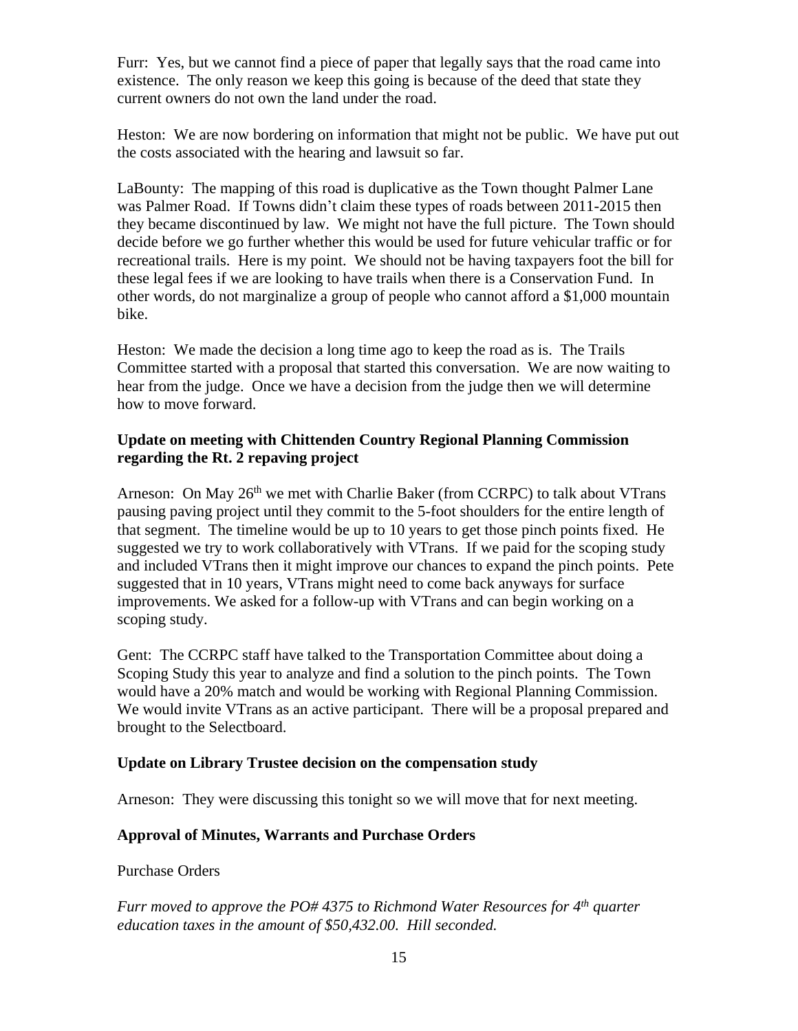Furr: Yes, but we cannot find a piece of paper that legally says that the road came into existence. The only reason we keep this going is because of the deed that state they current owners do not own the land under the road.

Heston: We are now bordering on information that might not be public. We have put out the costs associated with the hearing and lawsuit so far.

LaBounty: The mapping of this road is duplicative as the Town thought Palmer Lane was Palmer Road. If Towns didn't claim these types of roads between 2011-2015 then they became discontinued by law. We might not have the full picture. The Town should decide before we go further whether this would be used for future vehicular traffic or for recreational trails. Here is my point. We should not be having taxpayers foot the bill for these legal fees if we are looking to have trails when there is a Conservation Fund. In other words, do not marginalize a group of people who cannot afford a $1,000 mountain bike.

Heston: We made the decision a long time ago to keep the road as is. The Trails Committee started with a proposal that started this conversation. We are now waiting to hear from the judge. Once we have a decision from the judge then we will determine how to move forward.

**Update on meeting with Chittenden Country Regional Planning Commission regarding the Rt. 2 repaving project**

Arneson: On May 26th we met with Charlie Baker (from CCRPC) to talk about VTrans pausing paving project until they commit to the 5-foot shoulders for the entire length of that segment. The timeline would be up to 10 years to get those pinch points fixed. He suggested we try to work collaboratively with VTrans. If we paid for the scoping study and included VTrans then it might improve our chances to expand the pinch points. Pete suggested that in 10 years, VTrans might need to come back anyways for surface improvements. We asked for a follow-up with VTrans and can begin working on a scoping study.

Gent: The CCRPC staff have talked to the Transportation Committee about doing a Scoping Study this year to analyze and find a solution to the pinch points. The Town would have a 20% match and would be working with Regional Planning Commission. We would invite VTrans as an active participant. There will be a proposal prepared and brought to the Selectboard.

**Update on Library Trustee decision on the compensation study**

Arneson: They were discussing this tonight so we will move that for next meeting.

**Approval of Minutes, Warrants and Purchase Orders**

Purchase Orders

*Furr moved to approve the PO# 4375 to Richmond Water Resources for 4th quarter education taxes in the amount of $50,432.00. Hill seconded.*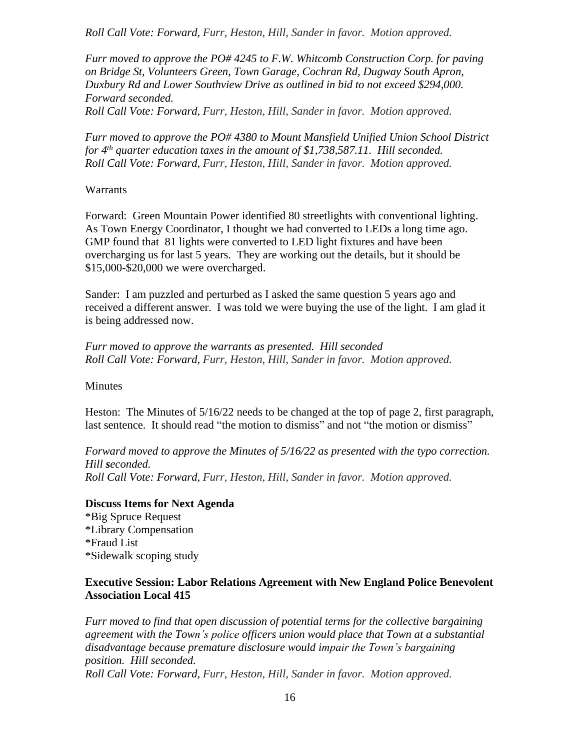*Roll Call Vote: Forward, Furr, Heston, Hill, Sander in favor. Motion approved.*

*Furr moved to approve the PO# 4245 to F.W. Whitcomb Construction Corp. for paving on Bridge St, Volunteers Green, Town Garage, Cochran Rd, Dugway South Apron, Duxbury Rd and Lower Southview Drive as outlined in bid to not exceed $294,000. Forward seconded.*
*Roll Call Vote: Forward, Furr, Heston, Hill, Sander in favor. Motion approved.*

*Furr moved to approve the PO# 4380 to Mount Mansfield Unified Union School District for 4th quarter education taxes in the amount of $1,738,587.11. Hill seconded.*
*Roll Call Vote: Forward, Furr, Heston, Hill, Sander in favor. Motion approved.*

Warrants

Forward: Green Mountain Power identified 80 streetlights with conventional lighting. As Town Energy Coordinator, I thought we had converted to LEDs a long time ago. GMP found that 81 lights were converted to LED light fixtures and have been overcharging us for last 5 years. They are working out the details, but it should be $15,000-$20,000 we were overcharged.

Sander: I am puzzled and perturbed as I asked the same question 5 years ago and received a different answer. I was told we were buying the use of the light. I am glad it is being addressed now.

*Furr moved to approve the warrants as presented. Hill seconded*
*Roll Call Vote: Forward, Furr, Heston, Hill, Sander in favor. Motion approved.*

Minutes

Heston: The Minutes of 5/16/22 needs to be changed at the top of page 2, first paragraph, last sentence. It should read "the motion to dismiss" and not "the motion or dismiss"

*Forward moved to approve the Minutes of 5/16/22 as presented with the typo correction. Hill seconded.*
*Roll Call Vote: Forward, Furr, Heston, Hill, Sander in favor. Motion approved.*

**Discuss Items for Next Agenda**
*Big Spruce Request
*Library Compensation
*Fraud List
*Sidewalk scoping study

**Executive Session: Labor Relations Agreement with New England Police Benevolent Association Local 415**

*Furr moved to find that open discussion of potential terms for the collective bargaining agreement with the Town's police officers union would place that Town at a substantial disadvantage because premature disclosure would impair the Town's bargaining position. Hill seconded.*
*Roll Call Vote: Forward, Furr, Heston, Hill, Sander in favor. Motion approved.*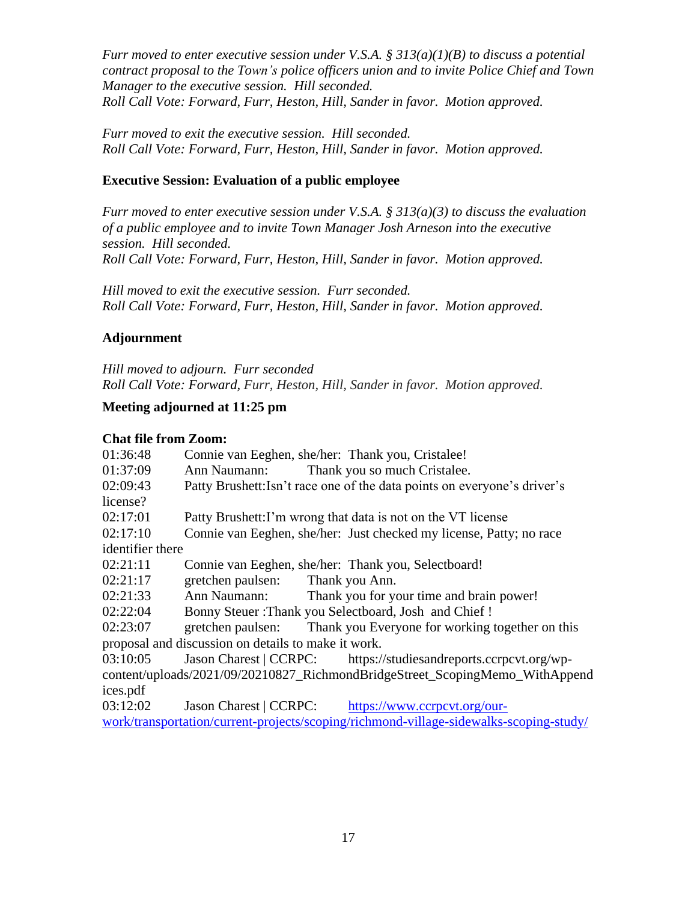*Furr moved to enter executive session under V.S.A. § 313(a)(1)(B) to discuss a potential contract proposal to the Town's police officers union and to invite Police Chief and Town Manager to the executive session. Hill seconded.*
*Roll Call Vote: Forward, Furr, Heston, Hill, Sander in favor. Motion approved.*

*Furr moved to exit the executive session. Hill seconded.*
*Roll Call Vote: Forward, Furr, Heston, Hill, Sander in favor. Motion approved.*

### Executive Session: Evaluation of a public employee

*Furr moved to enter executive session under V.S.A. § 313(a)(3) to discuss the evaluation of a public employee and to invite Town Manager Josh Arneson into the executive session. Hill seconded.*
*Roll Call Vote: Forward, Furr, Heston, Hill, Sander in favor. Motion approved.*

*Hill moved to exit the executive session. Furr seconded.*
*Roll Call Vote: Forward, Furr, Heston, Hill, Sander in favor. Motion approved.*

### Adjournment

*Hill moved to adjourn. Furr seconded*
*Roll Call Vote: Forward, Furr, Heston, Hill, Sander in favor. Motion approved.*

**Meeting adjourned at 11:25 pm**

**Chat file from Zoom:**

01:36:48 Connie van Eeghen, she/her: Thank you, Cristalee!
01:37:09 Ann Naumann: Thank you so much Cristalee.
02:09:43 Patty Brushett:Isn't race one of the data points on everyone's driver's license?
02:17:01 Patty Brushett:I'm wrong that data is not on the VT license
02:17:10 Connie van Eeghen, she/her: Just checked my license, Patty; no race identifier there
02:21:11 Connie van Eeghen, she/her: Thank you, Selectboard!
02:21:17 gretchen paulsen: Thank you Ann.
02:21:33 Ann Naumann: Thank you for your time and brain power!
02:22:04 Bonny Steuer :Thank you Selectboard, Josh and Chief !
02:23:07 gretchen paulsen: Thank you Everyone for working together on this proposal and discussion on details to make it work.
03:10:05 Jason Charest | CCRPC: https://studiesandreports.ccrpcvt.org/wp-content/uploads/2021/09/20210827_RichmondBridgeStreet_ScopingMemo_WithAppendices.pdf
03:12:02 Jason Charest | CCRPC: https://www.ccrpcvt.org/our-work/transportation/current-projects/scoping/richmond-village-sidewalks-scoping-study/